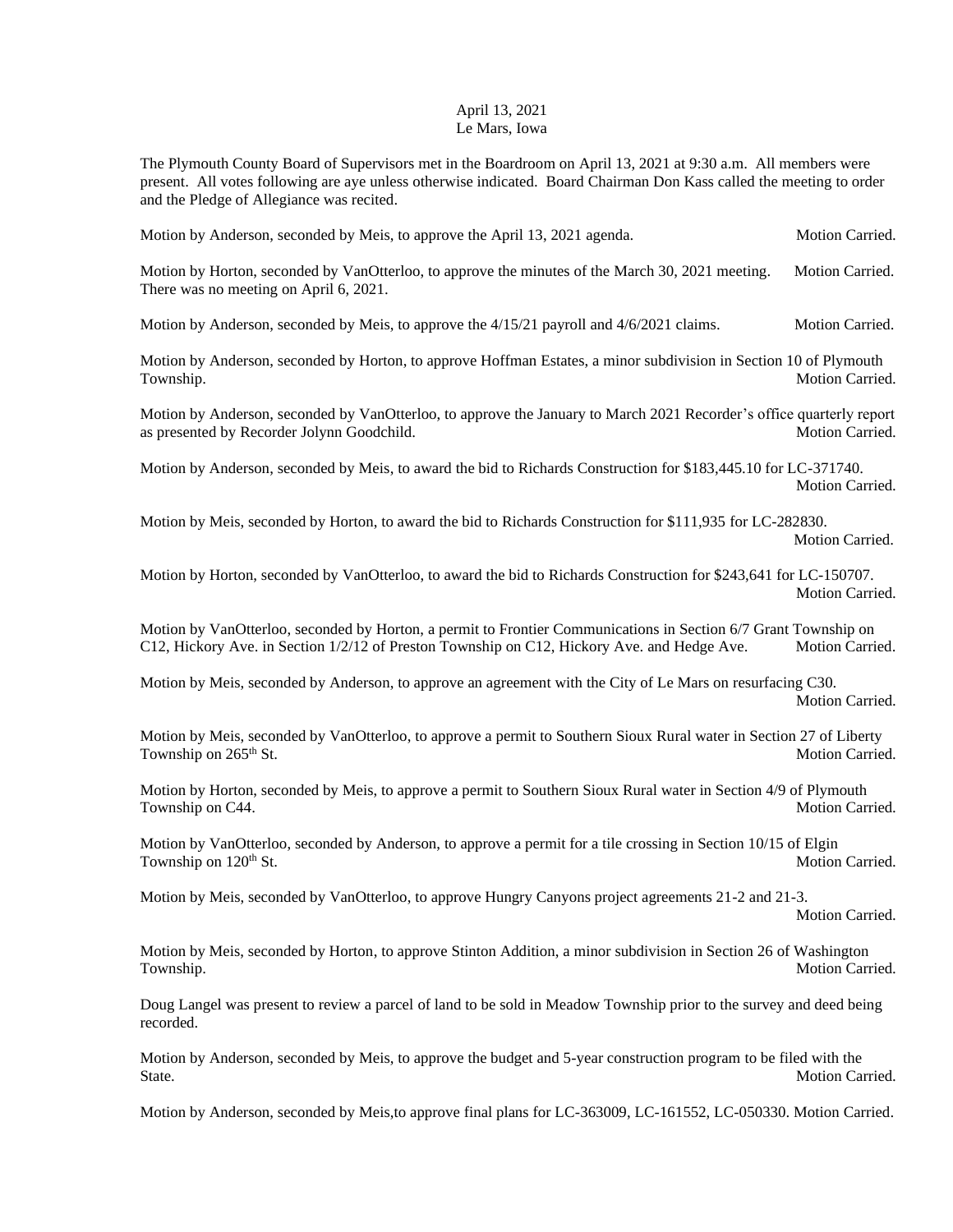April 13, 2021
Le Mars, Iowa

The Plymouth County Board of Supervisors met in the Boardroom on April 13, 2021 at 9:30 a.m. All members were present. All votes following are aye unless otherwise indicated. Board Chairman Don Kass called the meeting to order and the Pledge of Allegiance was recited.

Motion by Anderson, seconded by Meis, to approve the April 13, 2021 agenda. Motion Carried.

Motion by Horton, seconded by VanOtterloo, to approve the minutes of the March 30, 2021 meeting. Motion Carried. There was no meeting on April 6, 2021.

Motion by Anderson, seconded by Meis, to approve the 4/15/21 payroll and 4/6/2021 claims. Motion Carried.

Motion by Anderson, seconded by Horton, to approve Hoffman Estates, a minor subdivision in Section 10 of Plymouth Township. Motion Carried.

Motion by Anderson, seconded by VanOtterloo, to approve the January to March 2021 Recorder's office quarterly report as presented by Recorder Jolynn Goodchild. Motion Carried.

Motion by Anderson, seconded by Meis, to award the bid to Richards Construction for $183,445.10 for LC-371740. Motion Carried.

Motion by Meis, seconded by Horton, to award the bid to Richards Construction for $111,935 for LC-282830. Motion Carried.

Motion by Horton, seconded by VanOtterloo, to award the bid to Richards Construction for $243,641 for LC-150707. Motion Carried.

Motion by VanOtterloo, seconded by Horton, a permit to Frontier Communications in Section 6/7 Grant Township on C12, Hickory Ave. in Section 1/2/12 of Preston Township on C12, Hickory Ave. and Hedge Ave. Motion Carried.

Motion by Meis, seconded by Anderson, to approve an agreement with the City of Le Mars on resurfacing C30. Motion Carried.

Motion by Meis, seconded by VanOtterloo, to approve a permit to Southern Sioux Rural water in Section 27 of Liberty Township on 265th St. Motion Carried.

Motion by Horton, seconded by Meis, to approve a permit to Southern Sioux Rural water in Section 4/9 of Plymouth Township on C44. Motion Carried.

Motion by VanOtterloo, seconded by Anderson, to approve a permit for a tile crossing in Section 10/15 of Elgin Township on 120th St. Motion Carried.

Motion by Meis, seconded by VanOtterloo, to approve Hungry Canyons project agreements 21-2 and 21-3. Motion Carried.

Motion by Meis, seconded by Horton, to approve Stinton Addition, a minor subdivision in Section 26 of Washington Township. Motion Carried.

Doug Langel was present to review a parcel of land to be sold in Meadow Township prior to the survey and deed being recorded.

Motion by Anderson, seconded by Meis, to approve the budget and 5-year construction program to be filed with the State. Motion Carried.

Motion by Anderson, seconded by Meis,to approve final plans for LC-363009, LC-161552, LC-050330. Motion Carried.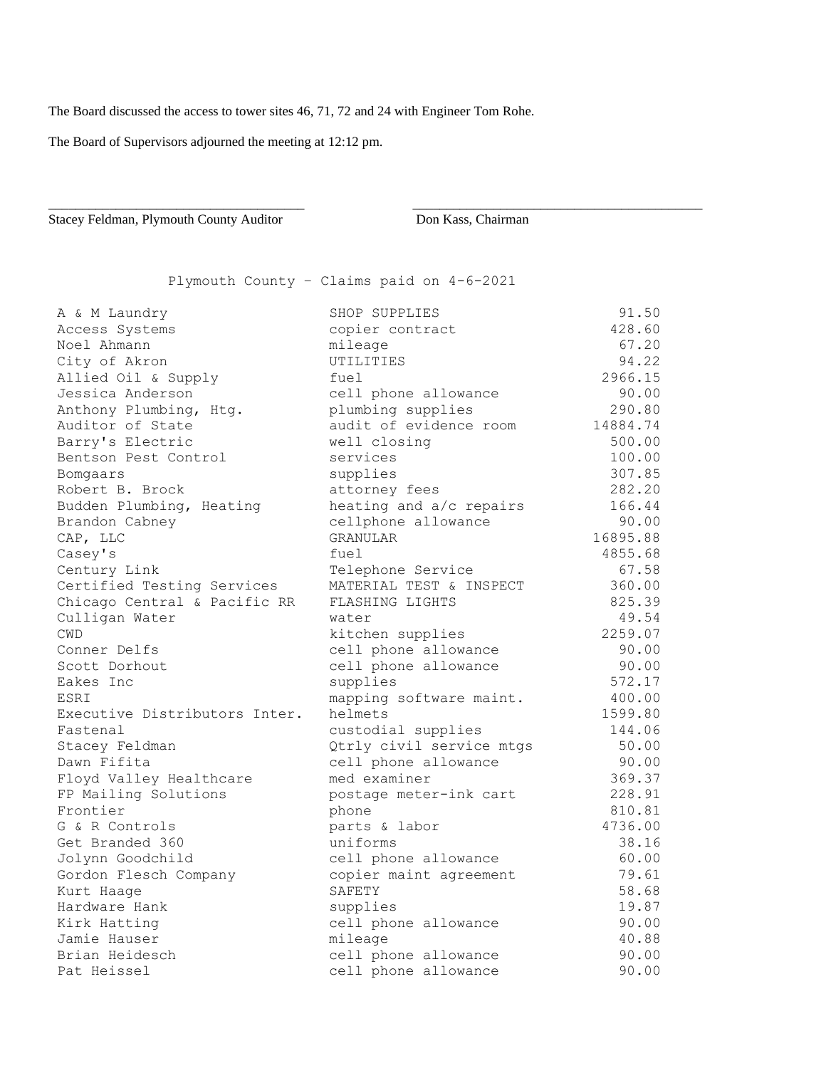The Board discussed the access to tower sites 46, 71, 72 and 24 with Engineer Tom Rohe.

The Board of Supervisors adjourned the meeting at 12:12 pm.

\_\_\_\_\_\_\_\_\_\_\_\_\_\_\_\_\_\_\_\_\_\_\_\_\_\_\_\_\_\_\_\_\_\_\_\_ \_\_\_\_\_\_\_\_\_\_\_\_\_\_\_\_\_\_\_\_\_\_\_\_\_\_\_\_\_\_\_\_\_\_\_\_\_\_\_\_

Stacey Feldman, Plymouth County Auditor Don Kass, Chairman

Plymouth County - Claims paid on 4-6-2021

| | | |
|---|---|---|
| A & M Laundry | SHOP SUPPLIES | 91.50 |
| Access Systems | copier contract | 428.60 |
| Noel Ahmann | mileage | 67.20 |
| City of Akron | UTILITIES | 94.22 |
| Allied Oil & Supply | fuel | 2966.15 |
| Jessica Anderson | cell phone allowance | 90.00 |
| Anthony Plumbing, Htg. | plumbing supplies | 290.80 |
| Auditor of State | audit of evidence room | 14884.74 |
| Barry's Electric | well closing | 500.00 |
| Bentson Pest Control | services | 100.00 |
| Bomgaars | supplies | 307.85 |
| Robert B. Brock | attorney fees | 282.20 |
| Budden Plumbing, Heating | heating and a/c repairs | 166.44 |
| Brandon Cabney | cellphone allowance | 90.00 |
| CAP, LLC | GRANULAR | 16895.88 |
| Casey's | fuel | 4855.68 |
| Century Link | Telephone Service | 67.58 |
| Certified Testing Services | MATERIAL TEST & INSPECT | 360.00 |
| Chicago Central & Pacific RR | FLASHING LIGHTS | 825.39 |
| Culligan Water | water | 49.54 |
| CWD | kitchen supplies | 2259.07 |
| Conner Delfs | cell phone allowance | 90.00 |
| Scott Dorhout | cell phone allowance | 90.00 |
| Eakes Inc | supplies | 572.17 |
| ESRI | mapping software maint. | 400.00 |
| Executive Distributors Inter. | helmets | 1599.80 |
| Fastenal | custodial supplies | 144.06 |
| Stacey Feldman | Qtrly civil service mtgs | 50.00 |
| Dawn Fifita | cell phone allowance | 90.00 |
| Floyd Valley Healthcare | med examiner | 369.37 |
| FP Mailing Solutions | postage meter-ink cart | 228.91 |
| Frontier | phone | 810.81 |
| G & R Controls | parts & labor | 4736.00 |
| Get Branded 360 | uniforms | 38.16 |
| Jolynn Goodchild | cell phone allowance | 60.00 |
| Gordon Flesch Company | copier maint agreement | 79.61 |
| Kurt Haage | SAFETY | 58.68 |
| Hardware Hank | supplies | 19.87 |
| Kirk Hatting | cell phone allowance | 90.00 |
| Jamie Hauser | mileage | 40.88 |
| Brian Heidesch | cell phone allowance | 90.00 |
| Pat Heissel | cell phone allowance | 90.00 |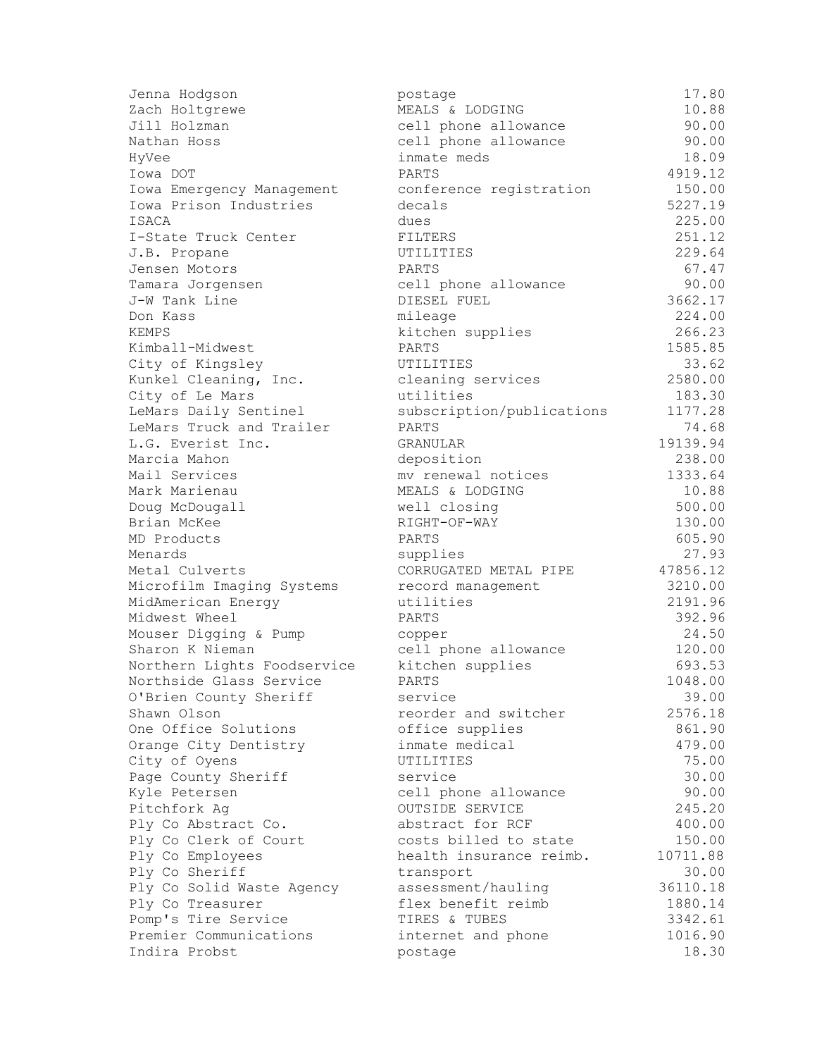| | | |
|---|---|---|
| Jenna Hodgson | postage | 17.80 |
| Zach Holtgrewe | MEALS & LODGING | 10.88 |
| Jill Holzman | cell phone allowance | 90.00 |
| Nathan Hoss | cell phone allowance | 90.00 |
| HyVee | inmate meds | 18.09 |
| Iowa DOT | PARTS | 4919.12 |
| Iowa Emergency Management | conference registration | 150.00 |
| Iowa Prison Industries | decals | 5227.19 |
| ISACA | dues | 225.00 |
| I-State Truck Center | FILTERS | 251.12 |
| J.B. Propane | UTILITIES | 229.64 |
| Jensen Motors | PARTS | 67.47 |
| Tamara Jorgensen | cell phone allowance | 90.00 |
| J-W Tank Line | DIESEL FUEL | 3662.17 |
| Don Kass | mileage | 224.00 |
| KEMPS | kitchen supplies | 266.23 |
| Kimball-Midwest | PARTS | 1585.85 |
| City of Kingsley | UTILITIES | 33.62 |
| Kunkel Cleaning, Inc. | cleaning services | 2580.00 |
| City of Le Mars | utilities | 183.30 |
| LeMars Daily Sentinel | subscription/publications | 1177.28 |
| LeMars Truck and Trailer | PARTS | 74.68 |
| L.G. Everist Inc. | GRANULAR | 19139.94 |
| Marcia Mahon | deposition | 238.00 |
| Mail Services | mv renewal notices | 1333.64 |
| Mark Marienau | MEALS & LODGING | 10.88 |
| Doug McDougall | well closing | 500.00 |
| Brian McKee | RIGHT-OF-WAY | 130.00 |
| MD Products | PARTS | 605.90 |
| Menards | supplies | 27.93 |
| Metal Culverts | CORRUGATED METAL PIPE | 47856.12 |
| Microfilm Imaging Systems | record management | 3210.00 |
| MidAmerican Energy | utilities | 2191.96 |
| Midwest Wheel | PARTS | 392.96 |
| Mouser Digging & Pump | copper | 24.50 |
| Sharon K Nieman | cell phone allowance | 120.00 |
| Northern Lights Foodservice | kitchen supplies | 693.53 |
| Northside Glass Service | PARTS | 1048.00 |
| O'Brien County Sheriff | service | 39.00 |
| Shawn Olson | reorder and switcher | 2576.18 |
| One Office Solutions | office supplies | 861.90 |
| Orange City Dentistry | inmate medical | 479.00 |
| City of Oyens | UTILITIES | 75.00 |
| Page County Sheriff | service | 30.00 |
| Kyle Petersen | cell phone allowance | 90.00 |
| Pitchfork Ag | OUTSIDE SERVICE | 245.20 |
| Ply Co Abstract Co. | abstract for RCF | 400.00 |
| Ply Co Clerk of Court | costs billed to state | 150.00 |
| Ply Co Employees | health insurance reimb. | 10711.88 |
| Ply Co Sheriff | transport | 30.00 |
| Ply Co Solid Waste Agency | assessment/hauling | 36110.18 |
| Ply Co Treasurer | flex benefit reimb | 1880.14 |
| Pomp's Tire Service | TIRES & TUBES | 3342.61 |
| Premier Communications | internet and phone | 1016.90 |
| Indira Probst | postage | 18.30 |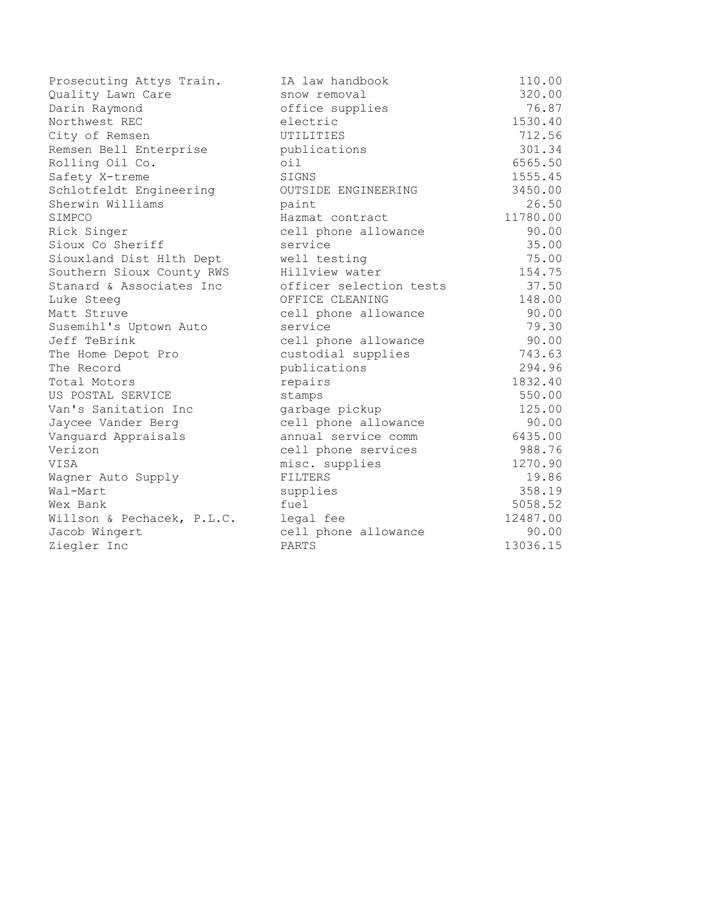| | | |
|---|---|---|
| Prosecuting Attys Train. | IA law handbook | 110.00 |
| Quality Lawn Care | snow removal | 320.00 |
| Darin Raymond | office supplies | 76.87 |
| Northwest REC | electric | 1530.40 |
| City of Remsen | UTILITIES | 712.56 |
| Remsen Bell Enterprise | publications | 301.34 |
| Rolling Oil Co. | oil | 6565.50 |
| Safety X-treme | SIGNS | 1555.45 |
| Schlotfeldt Engineering | OUTSIDE ENGINEERING | 3450.00 |
| Sherwin Williams | paint | 26.50 |
| SIMPCO | Hazmat contract | 11780.00 |
| Rick Singer | cell phone allowance | 90.00 |
| Sioux Co Sheriff | service | 35.00 |
| Siouxland Dist Hlth Dept | well testing | 75.00 |
| Southern Sioux County RWS | Hillview water | 154.75 |
| Stanard & Associates Inc | officer selection tests | 37.50 |
| Luke Steeg | OFFICE CLEANING | 148.00 |
| Matt Struve | cell phone allowance | 90.00 |
| Susemihl's Uptown Auto | service | 79.30 |
| Jeff TeBrink | cell phone allowance | 90.00 |
| The Home Depot Pro | custodial supplies | 743.63 |
| The Record | publications | 294.96 |
| Total Motors | repairs | 1832.40 |
| US POSTAL SERVICE | stamps | 550.00 |
| Van's Sanitation Inc | garbage pickup | 125.00 |
| Jaycee Vander Berg | cell phone allowance | 90.00 |
| Vanguard Appraisals | annual service comm | 6435.00 |
| Verizon | cell phone services | 988.76 |
| VISA | misc. supplies | 1270.90 |
| Wagner Auto Supply | FILTERS | 19.86 |
| Wal-Mart | supplies | 358.19 |
| Wex Bank | fuel | 5058.52 |
| Willson & Pechacek, P.L.C. | legal fee | 12487.00 |
| Jacob Wingert | cell phone allowance | 90.00 |
| Ziegler Inc | PARTS | 13036.15 |